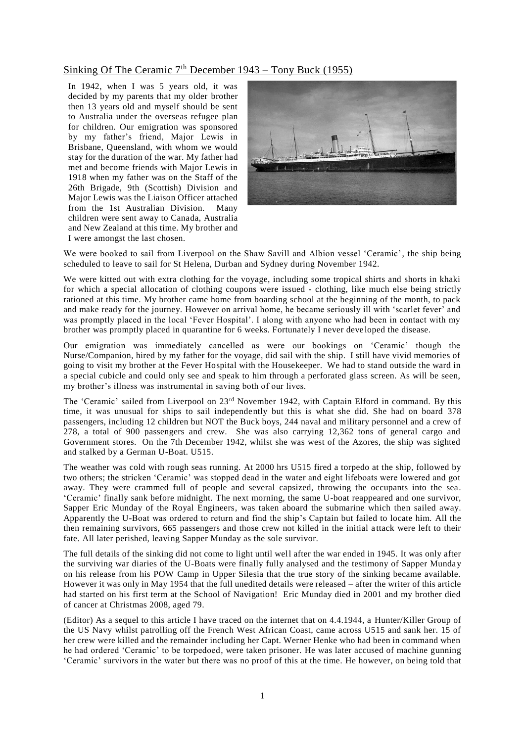## Sinking Of The Ceramic 7th December 1943 – Tony Buck (1955)

In 1942, when I was 5 years old, it was decided by my parents that my older brother then 13 years old and myself should be sent to Australia under the overseas refugee plan for children. Our emigration was sponsored by my father's friend, Major Lewis in Brisbane, Queensland, with whom we would stay for the duration of the war. My father had met and become friends with Major Lewis in 1918 when my father was on the Staff of the 26th Brigade, 9th (Scottish) Division and Major Lewis was the Liaison Officer attached from the 1st Australian Division. Many children were sent away to Canada, Australia and New Zealand at this time. My brother and I were amongst the last chosen.

We were booked to sail from Liverpool on the Shaw Savill and Albion vessel 'Ceramic', the ship being scheduled to leave to sail for St Helena, Durban and Sydney during November 1942.

We were kitted out with extra clothing for the voyage, including some tropical shirts and shorts in khaki for which a special allocation of clothing coupons were issued - clothing, like much else being strictly rationed at this time. My brother came home from boarding school at the beginning of the month, to pack and make ready for the journey. However on arrival home, he became seriously ill with 'scarlet fever' and was promptly placed in the local 'Fever Hospital'. I along with anyone who had been in contact with my brother was promptly placed in quarantine for 6 weeks. Fortunately I never developed the disease.

Our emigration was immediately cancelled as were our bookings on 'Ceramic' though the Nurse/Companion, hired by my father for the voyage, did sail with the ship. I still have vivid memories of going to visit my brother at the Fever Hospital with the Housekeeper. We had to stand outside the ward in a special cubicle and could only see and speak to him through a perforated glass screen. As will be seen, my brother's illness was instrumental in saving both of our lives.

The 'Ceramic' sailed from Liverpool on 23rd November 1942, with Captain Elford in command. By this time, it was unusual for ships to sail independently but this is what she did. She had on board 378 passengers, including 12 children but NOT the Buck boys, 244 naval and military personnel and a crew of 278, a total of 900 passengers and crew. She was also carrying 12,362 tons of general cargo and Government stores. On the 7th December 1942, whilst she was west of the Azores, the ship was sighted and stalked by a German U-Boat. U515.

The weather was cold with rough seas running. At 2000 hrs U515 fired a torpedo at the ship, followed by two others; the stricken 'Ceramic' was stopped dead in the water and eight lifeboats were lowered and got away. They were crammed full of people and several capsized, throwing the occupants into the sea. 'Ceramic' finally sank before midnight. The next morning, the same U-boat reappeared and one survivor, Sapper Eric Munday of the Royal Engineers, was taken aboard the submarine which then sailed away. Apparently the U-Boat was ordered to return and find the ship's Captain but failed to locate him. All the then remaining survivors, 665 passengers and those crew not killed in the initial attack were left to their fate. All later perished, leaving Sapper Munday as the sole survivor.

The full details of the sinking did not come to light until well after the war ended in 1945. It was only after the surviving war diaries of the U-Boats were finally fully analysed and the testimony of Sapper Munday on his release from his POW Camp in Upper Silesia that the true story of the sinking became available. However it was only in May 1954 that the full unedited details were released – after the writer of this article had started on his first term at the School of Navigation! Eric Munday died in 2001 and my brother died of cancer at Christmas 2008, aged 79.

(Editor) As a sequel to this article I have traced on the internet that on 4.4.1944, a Hunter/Killer Group of the US Navy whilst patrolling off the French West African Coast, came across U515 and sank her. 15 of her crew were killed and the remainder including her Capt. Werner Henke who had been in command when he had ordered 'Ceramic' to be torpedoed, were taken prisoner. He was later accused of machine gunning 'Ceramic' survivors in the water but there was no proof of this at the time. He however, on being told that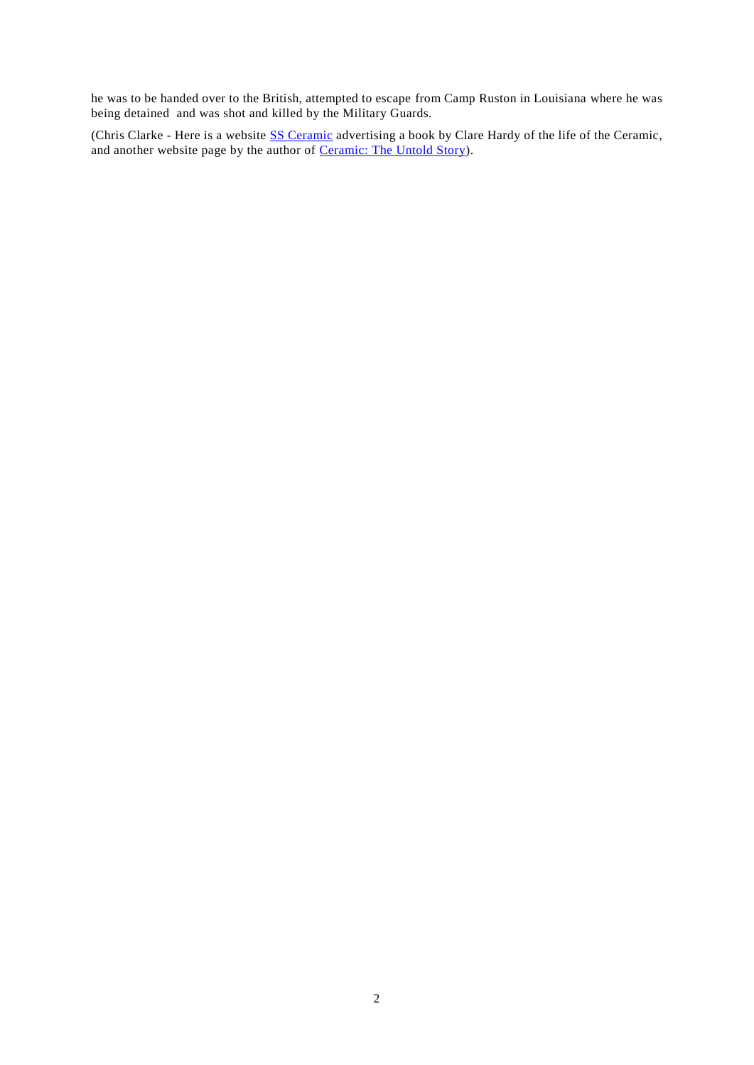he was to be handed over to the British, attempted to escape from Camp Ruston in Louisiana where he was being detained and was shot and killed by the Military Guards.

(Chris Clarke - Here is a website SS Ceramic advertising a book by Clare Hardy of the life of the Ceramic, and another website page by the author of Ceramic: The Untold Story).